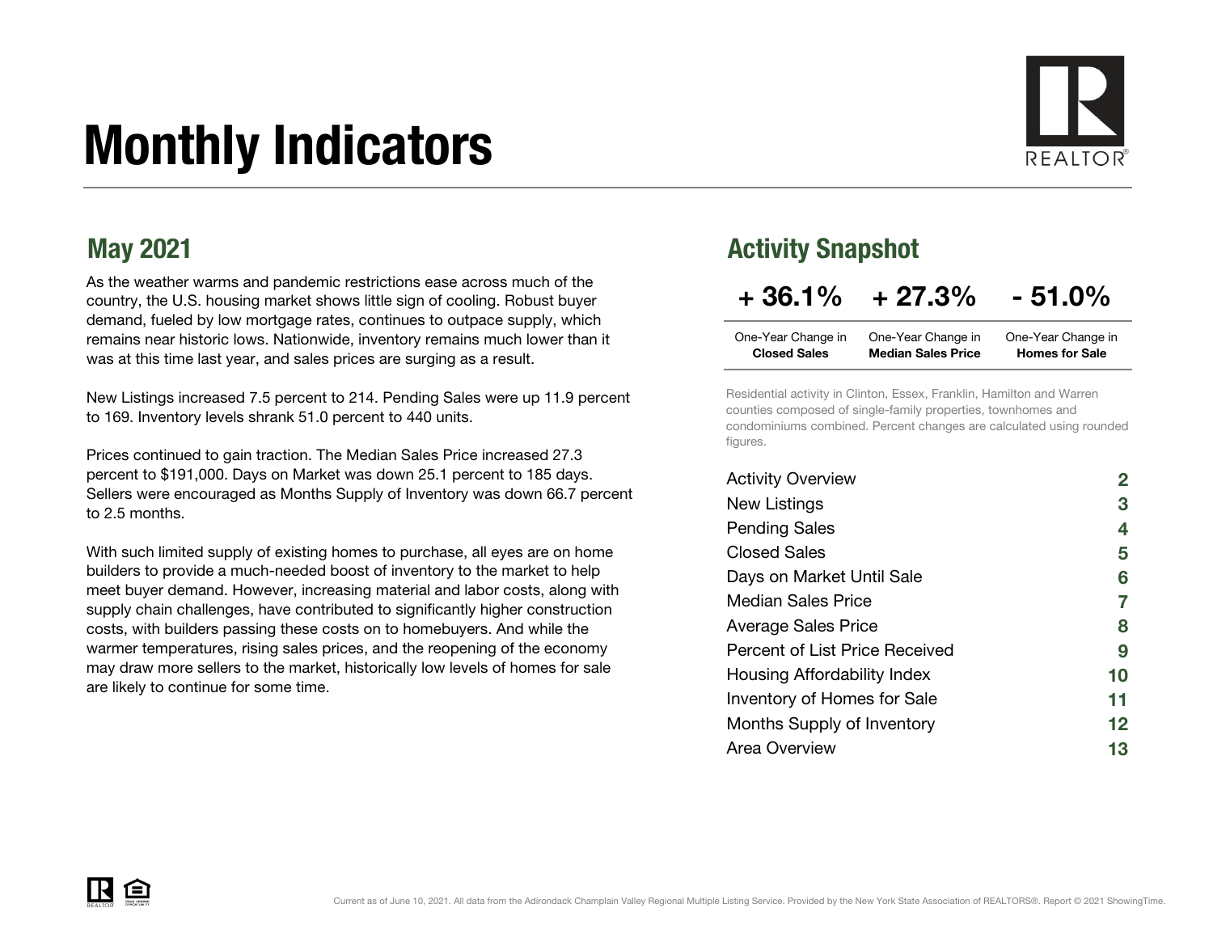# Monthly Indicators

## May 2021

As the weather warms and pandemic restrictions ease across much of the country, the U.S. housing market shows little sign of cooling. Robust buyer demand, fueled by low mortgage rates, continues to outpace supply, which remains near historic lows. Nationwide, inventory remains much lower than it was at this time last year, and sales prices are surging as a result.

New Listings increased 7.5 percent to 214. Pending Sales were up 11.9 percent to 169. Inventory levels shrank 51.0 percent to 440 units.

Prices continued to gain traction. The Median Sales Price increased 27.3 percent to $191,000. Days on Market was down 25.1 percent to 185 days. Sellers were encouraged as Months Supply of Inventory was down 66.7 percent to 2.5 months.

With such limited supply of existing homes to purchase, all eyes are on home builders to provide a much-needed boost of inventory to the market to help meet buyer demand. However, increasing material and labor costs, along with supply chain challenges, have contributed to significantly higher construction costs, with builders passing these costs on to homebuyers. And while the warmer temperatures, rising sales prices, and the reopening of the economy may draw more sellers to the market, historically low levels of homes for sale are likely to continue for some time.

## Activity Snapshot

| + 36.1% | + 27.3% | - 51.0% |
|---|---|---|
| One-Year Change in **Closed Sales** | One-Year Change in **Median Sales Price** | One-Year Change in **Homes for Sale** |

Residential activity in Clinton, Essex, Franklin, Hamilton and Warren counties composed of single-family properties, townhomes and condominiums combined. Percent changes are calculated using rounded figures.

| | |
|---|---|
| Activity Overview | 2 |
| New Listings | 3 |
| Pending Sales | 4 |
| Closed Sales | 5 |
| Days on Market Until Sale | 6 |
| Median Sales Price | 7 |
| Average Sales Price | 8 |
| Percent of List Price Received | 9 |
| Housing Affordability Index | 10 |
| Inventory of Homes for Sale | 11 |
| Months Supply of Inventory | 12 |
| Area Overview | 13 |

Current as of June 10, 2021. All data from the Adirondack Champlain Valley Regional Multiple Listing Service. Provided by the New York State Association of REALTORS®. Report © 2021 ShowingTime.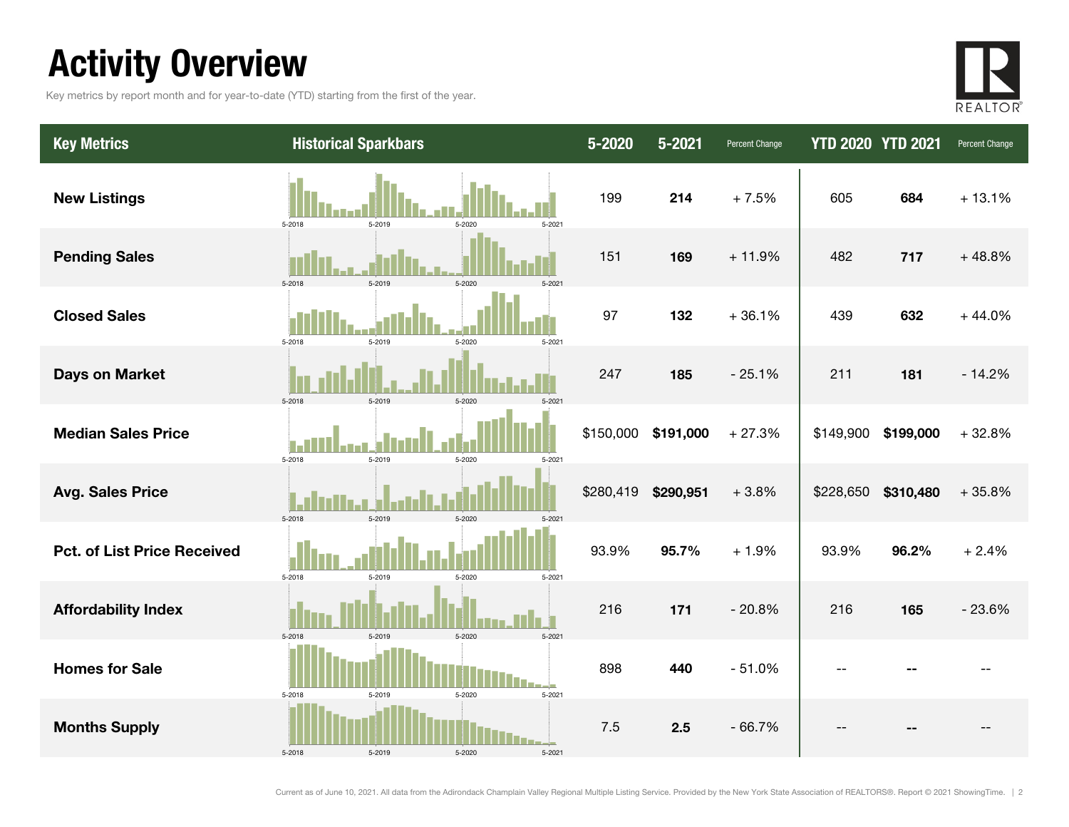# Activity Overview

Key metrics by report month and for year-to-date (YTD) starting from the first of the year.

| Key Metrics | Historical Sparkbars | 5-2020 | 5-2021 | Percent Change | YTD 2020 | YTD 2021 | Percent Change |
|---|---|---|---|---|---|---|---|
| **New Listings** | 5-2018 5-2019 5-2020 5-2021 | 199 | **214** | + 7.5% | 605 | **684** | + 13.1% |
| **Pending Sales** | 5-2018 5-2019 5-2020 5-2021 | 151 | **169** | + 11.9% | 482 | **717** | + 48.8% |
| **Closed Sales** | 5-2018 5-2019 5-2020 5-2021 | 97 | **132** | + 36.1% | 439 | **632** | + 44.0% |
| **Days on Market** | 5-2018 5-2019 5-2020 5-2021 | 247 | **185** | - 25.1% | 211 | **181** | - 14.2% |
| **Median Sales Price** | 5-2018 5-2019 5-2020 5-2021 | $150,000 | **$191,000** | + 27.3% | $149,900 | **$199,000** | + 32.8% |
| **Avg. Sales Price** | 5-2018 5-2019 5-2020 5-2021 | $280,419 | **$290,951** | + 3.8% | $228,650 | **$310,480** | + 35.8% |
| **Pct. of List Price Received** | 5-2018 5-2019 5-2020 5-2021 | 93.9% | **95.7%** | + 1.9% | 93.9% | **96.2%** | + 2.4% |
| **Affordability Index** | 5-2018 5-2019 5-2020 5-2021 | 216 | **171** | - 20.8% | 216 | **165** | - 23.6% |
| **Homes for Sale** | 5-2018 5-2019 5-2020 5-2021 | 898 | **440** | - 51.0% | -- | **--** | -- |
| **Months Supply** | 5-2018 5-2019 5-2020 5-2021 | 7.5 | **2.5** | - 66.7% | -- | **--** | -- |

Current as of June 10, 2021. All data from the Adirondack Champlain Valley Regional Multiple Listing Service. Provided by the New York State Association of REALTORS®. Report © 2021 ShowingTime.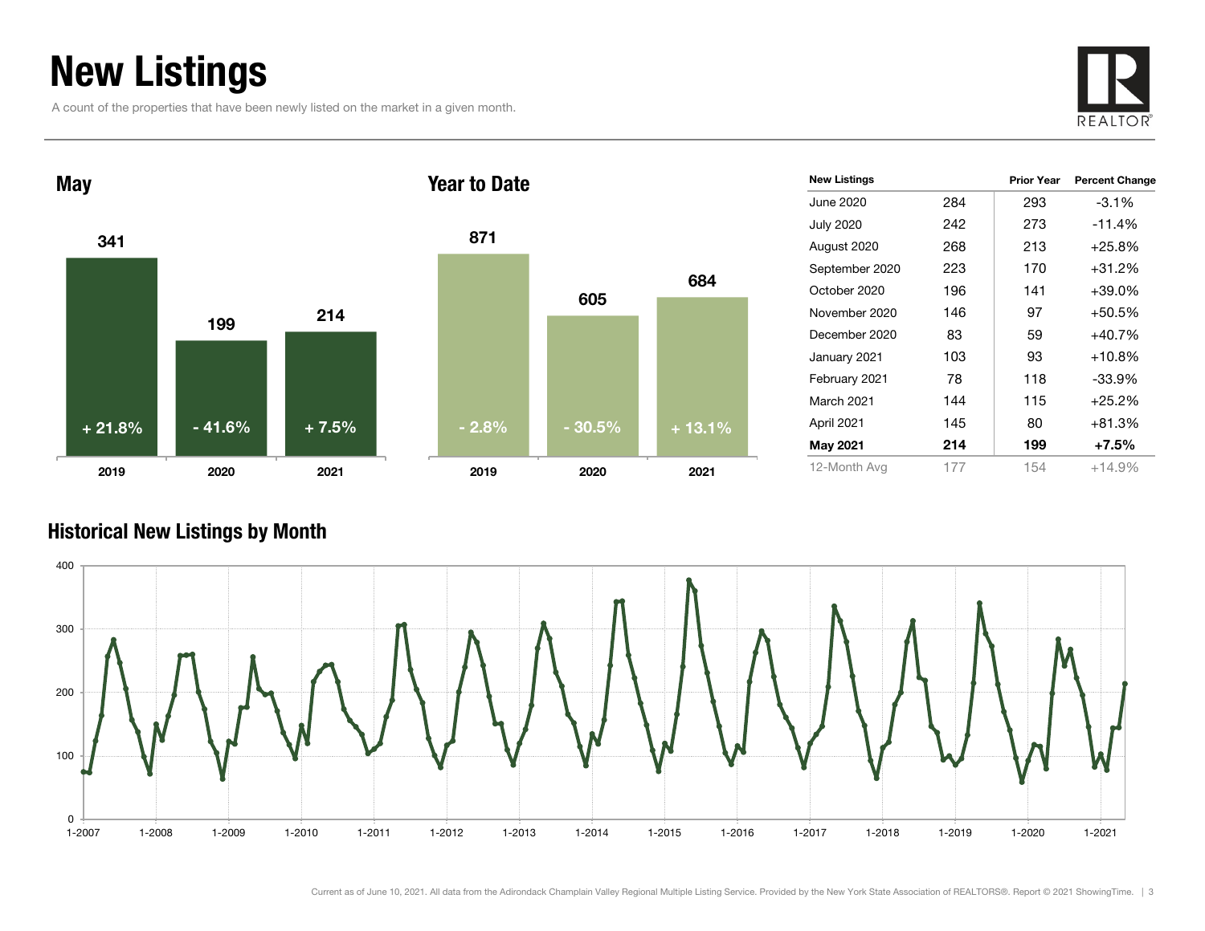# New Listings

A count of the properties that have been newly listed on the market in a given month.

## May

| Year | New Listings | Percent Change |
|---|---|---|
| 2019 | 341 | + 21.8% |
| 2020 | 199 | - 41.6% |
| 2021 | 214 | + 7.5% |

## Year to Date

| Year | New Listings | Percent Change |
|---|---|---|
| 2019 | 871 | - 2.8% |
| 2020 | 605 | - 30.5% |
| 2021 | 684 | + 13.1% |

| New Listings | | Prior Year | Percent Change |
|---|---|---|---|
| June 2020 | 284 | 293 | -3.1% |
| July 2020 | 242 | 273 | -11.4% |
| August 2020 | 268 | 213 | +25.8% |
| September 2020 | 223 | 170 | +31.2% |
| October 2020 | 196 | 141 | +39.0% |
| November 2020 | 146 | 97 | +50.5% |
| December 2020 | 83 | 59 | +40.7% |
| January 2021 | 103 | 93 | +10.8% |
| February 2021 | 78 | 118 | -33.9% |
| March 2021 | 144 | 115 | +25.2% |
| April 2021 | 145 | 80 | +81.3% |
| **May 2021** | **214** | **199** | **+7.5%** |
| 12-Month Avg | 177 | 154 | +14.9% |

## Historical New Listings by Month

Current as of June 10, 2021. All data from the Adirondack Champlain Valley Regional Multiple Listing Service. Provided by the New York State Association of REALTORS®. Report © 2021 ShowingTime.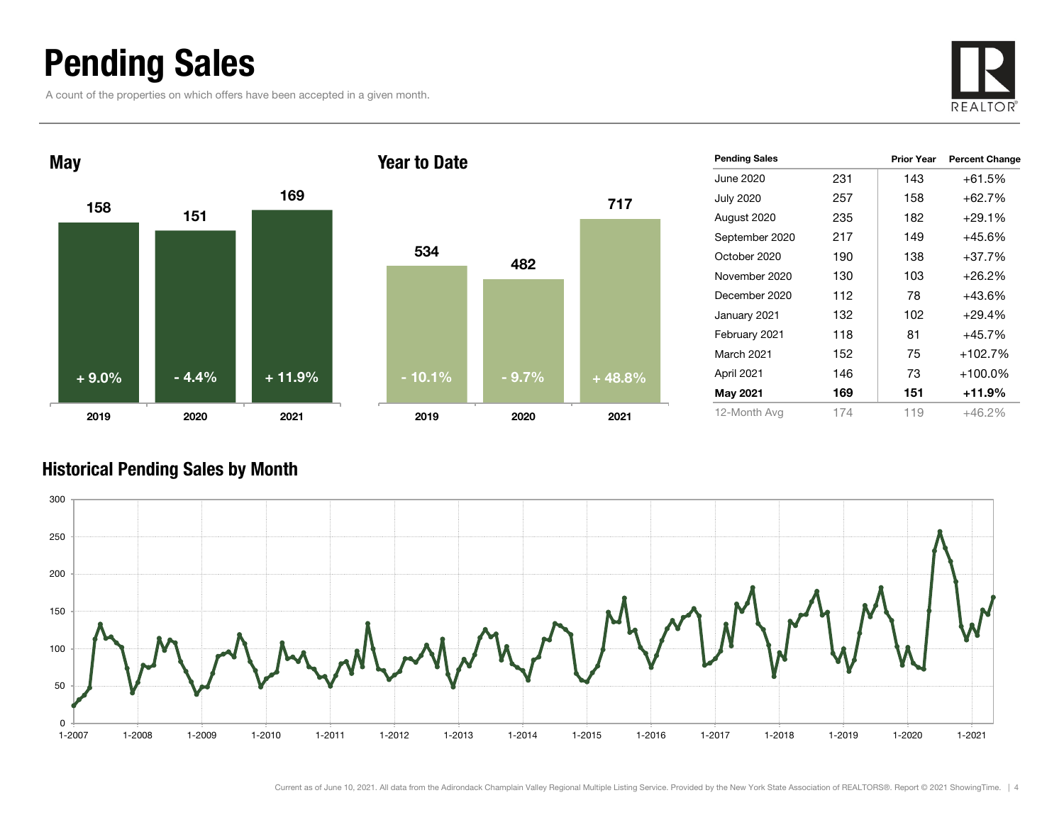# Pending Sales

A count of the properties on which offers have been accepted in a given month.

## May

| | 2019 | 2020 | 2021 |
|---|---|---|---|
| Pending Sales | 158 | 151 | 169 |
| Change | + 9.0% | - 4.4% | + 11.9% |

## Year to Date

| | 2019 | 2020 | 2021 |
|---|---|---|---|
| Pending Sales | 534 | 482 | 717 |
| Change | - 10.1% | - 9.7% | + 48.8% |

| Pending Sales | | Prior Year | Percent Change |
|---|---|---|---|
| June 2020 | 231 | 143 | +61.5% |
| July 2020 | 257 | 158 | +62.7% |
| August 2020 | 235 | 182 | +29.1% |
| September 2020 | 217 | 149 | +45.6% |
| October 2020 | 190 | 138 | +37.7% |
| November 2020 | 130 | 103 | +26.2% |
| December 2020 | 112 | 78 | +43.6% |
| January 2021 | 132 | 102 | +29.4% |
| February 2021 | 118 | 81 | +45.7% |
| March 2021 | 152 | 75 | +102.7% |
| April 2021 | 146 | 73 | +100.0% |
| **May 2021** | **169** | **151** | **+11.9%** |
| 12-Month Avg | 174 | 119 | +46.2% |

## Historical Pending Sales by Month

Current as of June 10, 2021. All data from the Adirondack Champlain Valley Regional Multiple Listing Service. Provided by the New York State Association of REALTORS®. Report © 2021 ShowingTime.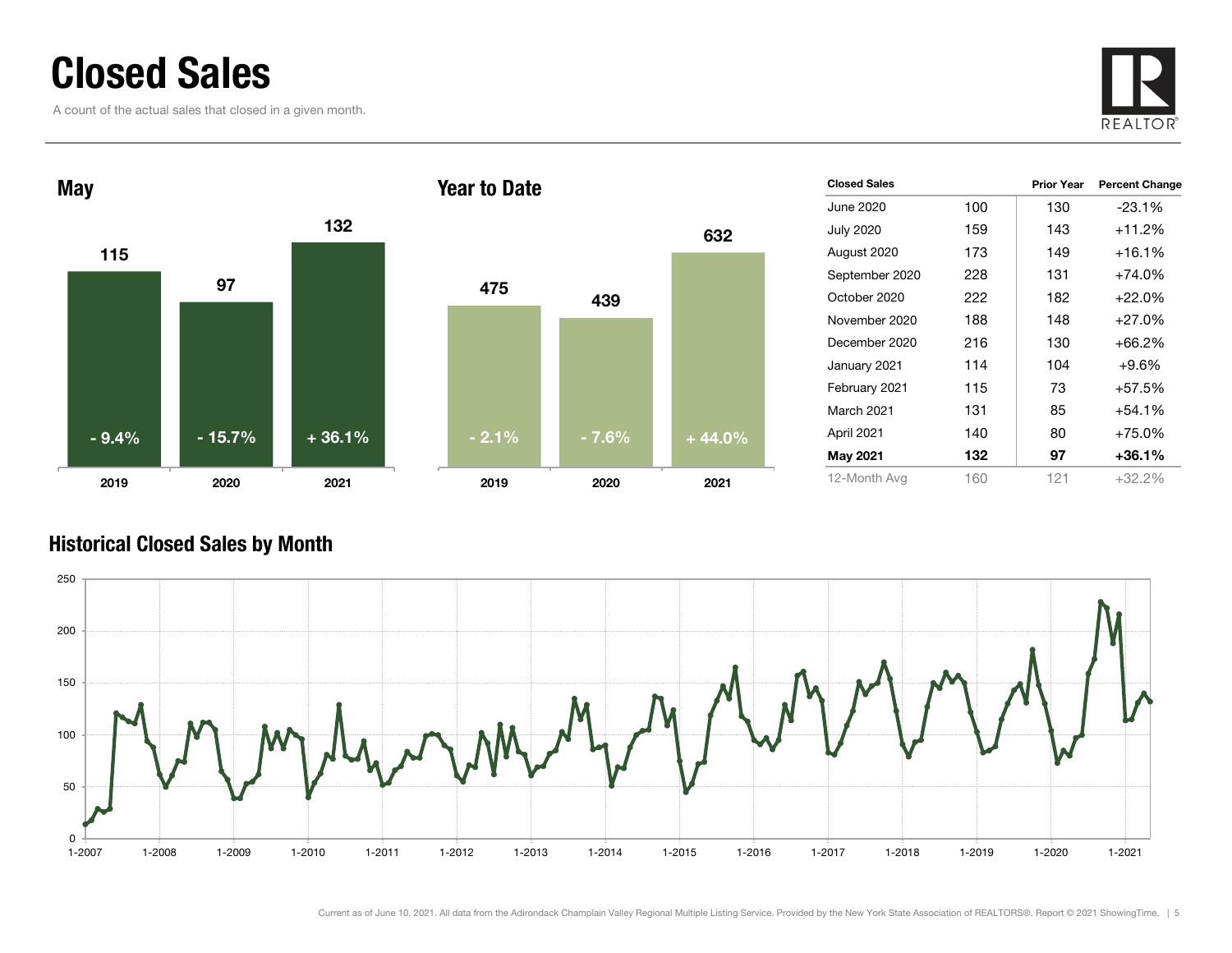# Closed Sales

A count of the actual sales that closed in a given month.

## May

| | 2019 | 2020 | 2021 |
|---|---|---|---|
| Closed Sales | 115 | 97 | 132 |
| Percent Change | - 9.4% | - 15.7% | + 36.1% |

## Year to Date

| | 2019 | 2020 | 2021 |
|---|---|---|---|
| Closed Sales | 475 | 439 | 632 |
| Percent Change | - 2.1% | - 7.6% | + 44.0% |

| Closed Sales | | Prior Year | Percent Change |
|---|---|---|---|
| June 2020 | 100 | 130 | -23.1% |
| July 2020 | 159 | 143 | +11.2% |
| August 2020 | 173 | 149 | +16.1% |
| September 2020 | 228 | 131 | +74.0% |
| October 2020 | 222 | 182 | +22.0% |
| November 2020 | 188 | 148 | +27.0% |
| December 2020 | 216 | 130 | +66.2% |
| January 2021 | 114 | 104 | +9.6% |
| February 2021 | 115 | 73 | +57.5% |
| March 2021 | 131 | 85 | +54.1% |
| April 2021 | 140 | 80 | +75.0% |
| **May 2021** | **132** | **97** | **+36.1%** |
| 12-Month Avg | 160 | 121 | +32.2% |

## Historical Closed Sales by Month

Current as of June 10, 2021. All data from the Adirondack Champlain Valley Regional Multiple Listing Service. Provided by the New York State Association of REALTORS®. Report © 2021 ShowingTime.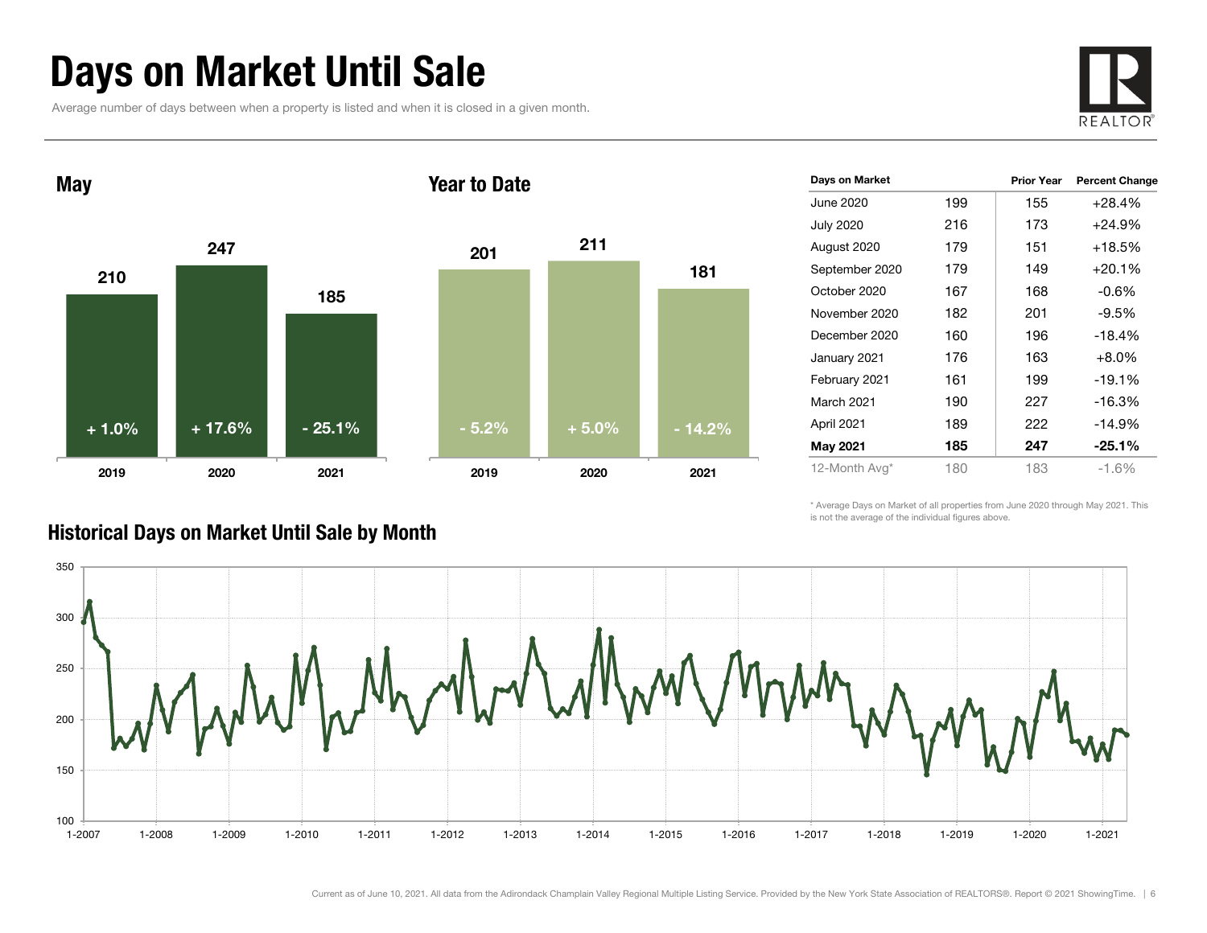# Days on Market Until Sale

Average number of days between when a property is listed and when it is closed in a given month.

## May

| | 2019 | 2020 | 2021 |
|---|---|---|---|
| Days | 210 | 247 | 185 |
| Change | + 1.0% | + 17.6% | - 25.1% |

## Year to Date

| | 2019 | 2020 | 2021 |
|---|---|---|---|
| Days | 201 | 211 | 181 |
| Change | - 5.2% | + 5.0% | - 14.2% |

| Days on Market | | Prior Year | Percent Change |
|---|---|---|---|
| June 2020 | 199 | 155 | +28.4% |
| July 2020 | 216 | 173 | +24.9% |
| August 2020 | 179 | 151 | +18.5% |
| September 2020 | 179 | 149 | +20.1% |
| October 2020 | 167 | 168 | -0.6% |
| November 2020 | 182 | 201 | -9.5% |
| December 2020 | 160 | 196 | -18.4% |
| January 2021 | 176 | 163 | +8.0% |
| February 2021 | 161 | 199 | -19.1% |
| March 2021 | 190 | 227 | -16.3% |
| April 2021 | 189 | 222 | -14.9% |
| **May 2021** | **185** | **247** | **-25.1%** |
| 12-Month Avg* | 180 | 183 | -1.6% |

\* Average Days on Market of all properties from June 2020 through May 2021. This is not the average of the individual figures above.

## Historical Days on Market Until Sale by Month

Current as of June 10, 2021. All data from the Adirondack Champlain Valley Regional Multiple Listing Service. Provided by the New York State Association of REALTORS®. Report © 2021 ShowingTime.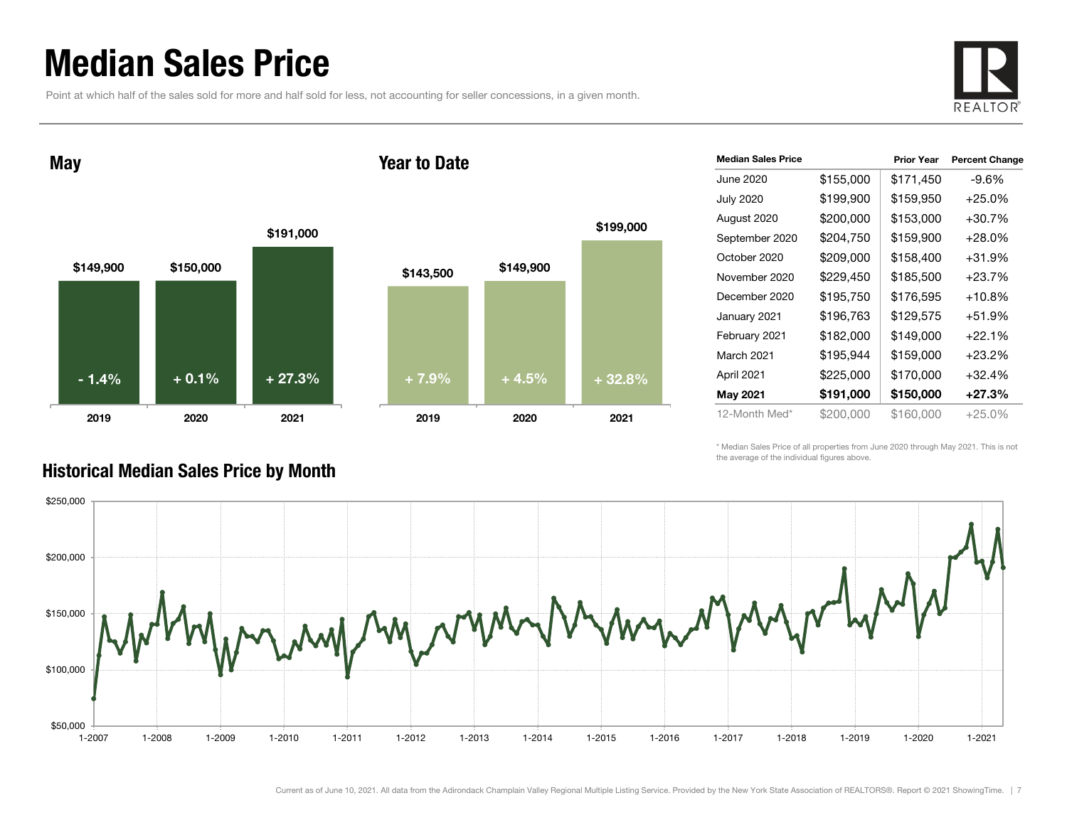# Median Sales Price

Point at which half of the sales sold for more and half sold for less, not accounting for seller concessions, in a given month.

## May

| Year | Median Sales Price | Change |
|---|---|---|
| 2019 | $149,900 | - 1.4% |
| 2020 | $150,000 | + 0.1% |
| 2021 | $191,000 | + 27.3% |

## Year to Date

| Year | Median Sales Price | Change |
|---|---|---|
| 2019 | $143,500 | + 7.9% |
| 2020 | $149,900 | + 4.5% |
| 2021 | $199,000 | + 32.8% |

| Median Sales Price | | Prior Year | Percent Change |
|---|---|---|---|
| June 2020 | $155,000 | $171,450 | -9.6% |
| July 2020 | $199,900 | $159,950 | +25.0% |
| August 2020 | $200,000 | $153,000 | +30.7% |
| September 2020 | $204,750 | $159,900 | +28.0% |
| October 2020 | $209,000 | $158,400 | +31.9% |
| November 2020 | $229,450 | $185,500 | +23.7% |
| December 2020 | $195,750 | $176,595 | +10.8% |
| January 2021 | $196,763 | $129,575 | +51.9% |
| February 2021 | $182,000 | $149,000 | +22.1% |
| March 2021 | $195,944 | $159,000 | +23.2% |
| April 2021 | $225,000 | $170,000 | +32.4% |
| **May 2021** | **$191,000** | **$150,000** | **+27.3%** |
| 12-Month Med* | $200,000 | $160,000 | +25.0% |

\* Median Sales Price of all properties from June 2020 through May 2021. This is not the average of the individual figures above.

## Historical Median Sales Price by Month

Current as of June 10, 2021. All data from the Adirondack Champlain Valley Regional Multiple Listing Service. Provided by the New York State Association of REALTORS®. Report © 2021 ShowingTime.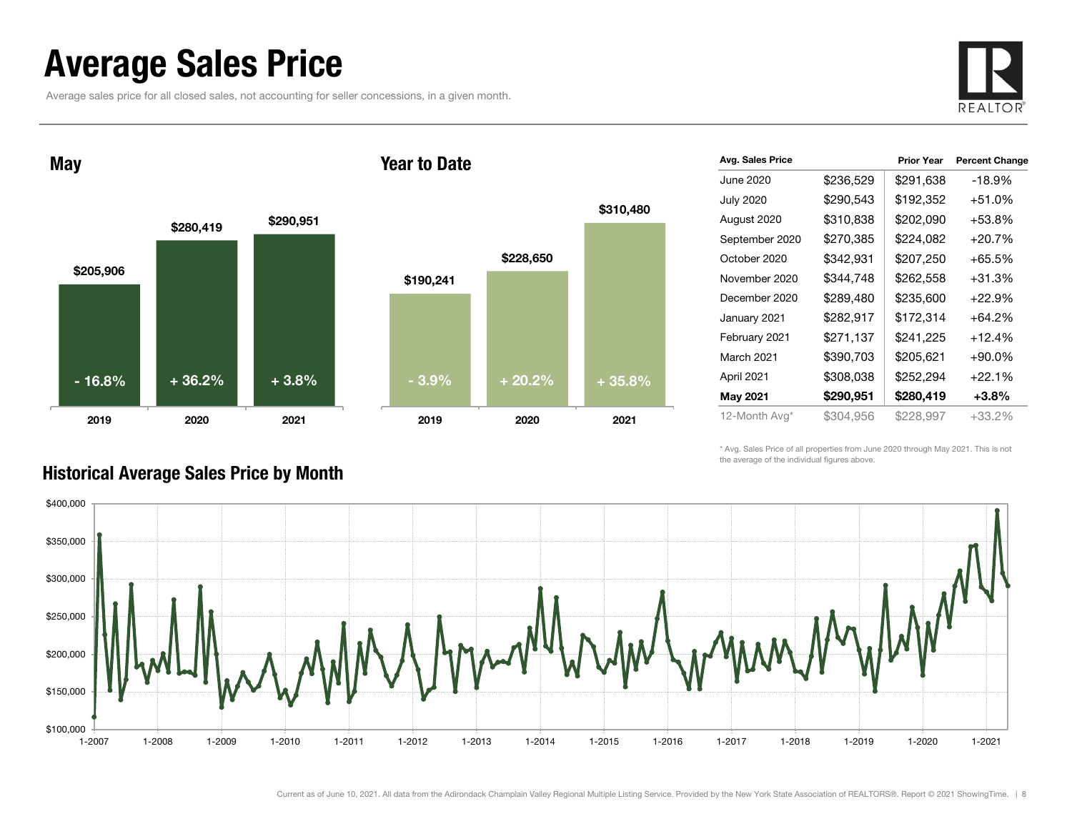# Average Sales Price

Average sales price for all closed sales, not accounting for seller concessions, in a given month.

## May

| Year | Avg. Sales Price | Change |
|---|---|---|
| 2019 | $205,906 | - 16.8% |
| 2020 | $280,419 | + 36.2% |
| 2021 | $290,951 | + 3.8% |

## Year to Date

| Year | Avg. Sales Price | Change |
|---|---|---|
| 2019 | $190,241 | - 3.9% |
| 2020 | $228,650 | + 20.2% |
| 2021 | $310,480 | + 35.8% |

| Avg. Sales Price | | Prior Year | Percent Change |
|---|---|---|---|
| June 2020 | $236,529 | $291,638 | -18.9% |
| July 2020 | $290,543 | $192,352 | +51.0% |
| August 2020 | $310,838 | $202,090 | +53.8% |
| September 2020 | $270,385 | $224,082 | +20.7% |
| October 2020 | $342,931 | $207,250 | +65.5% |
| November 2020 | $344,748 | $262,558 | +31.3% |
| December 2020 | $289,480 | $235,600 | +22.9% |
| January 2021 | $282,917 | $172,314 | +64.2% |
| February 2021 | $271,137 | $241,225 | +12.4% |
| March 2021 | $390,703 | $205,621 | +90.0% |
| April 2021 | $308,038 | $252,294 | +22.1% |
| **May 2021** | **$290,951** | **$280,419** | **+3.8%** |
| 12-Month Avg* | $304,956 | $228,997 | +33.2% |

\* Avg. Sales Price of all properties from June 2020 through May 2021. This is not the average of the individual figures above.

## Historical Average Sales Price by Month

Current as of June 10, 2021. All data from the Adirondack Champlain Valley Regional Multiple Listing Service. Provided by the New York State Association of REALTORS®. Report © 2021 ShowingTime.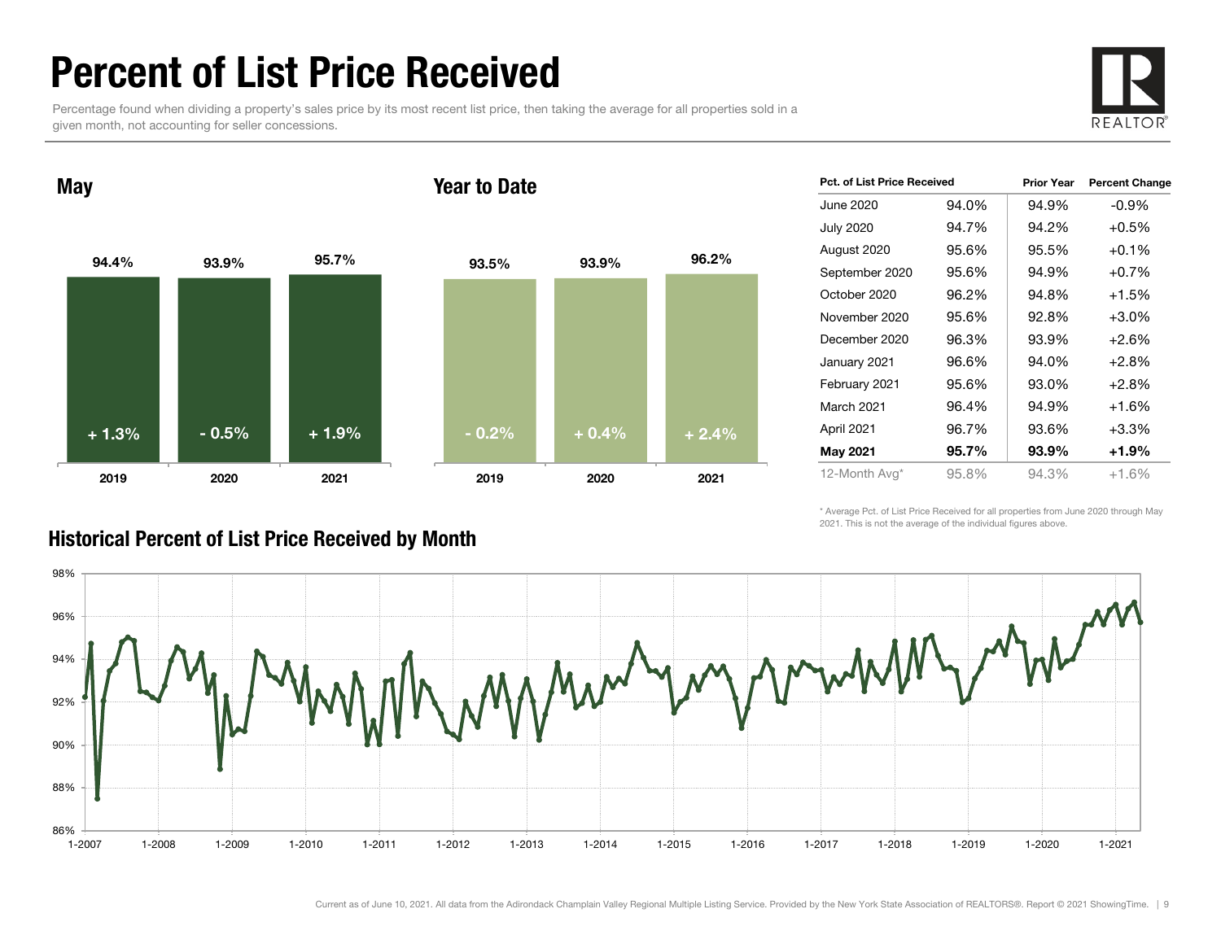# Percent of List Price Received

Percentage found when dividing a property's sales price by its most recent list price, then taking the average for all properties sold in a given month, not accounting for seller concessions.

## May

| | 2019 | 2020 | 2021 |
|---|---|---|---|
| Percent of List Price Received | 94.4% | 93.9% | 95.7% |
| Change | + 1.3% | - 0.5% | + 1.9% |

## Year to Date

| | 2019 | 2020 | 2021 |
|---|---|---|---|
| Percent of List Price Received | 93.5% | 93.9% | 96.2% |
| Change | - 0.2% | + 0.4% | + 2.4% |

| Pct. of List Price Received | | Prior Year | Percent Change |
|---|---|---|---|
| June 2020 | 94.0% | 94.9% | -0.9% |
| July 2020 | 94.7% | 94.2% | +0.5% |
| August 2020 | 95.6% | 95.5% | +0.1% |
| September 2020 | 95.6% | 94.9% | +0.7% |
| October 2020 | 96.2% | 94.8% | +1.5% |
| November 2020 | 95.6% | 92.8% | +3.0% |
| December 2020 | 96.3% | 93.9% | +2.6% |
| January 2021 | 96.6% | 94.0% | +2.8% |
| February 2021 | 95.6% | 93.0% | +2.8% |
| March 2021 | 96.4% | 94.9% | +1.6% |
| April 2021 | 96.7% | 93.6% | +3.3% |
| **May 2021** | **95.7%** | **93.9%** | **+1.9%** |
| 12-Month Avg* | 95.8% | 94.3% | +1.6% |

\* Average Pct. of List Price Received for all properties from June 2020 through May 2021. This is not the average of the individual figures above.

## Historical Percent of List Price Received by Month

Current as of June 10, 2021. All data from the Adirondack Champlain Valley Regional Multiple Listing Service. Provided by the New York State Association of REALTORS®. Report © 2021 ShowingTime.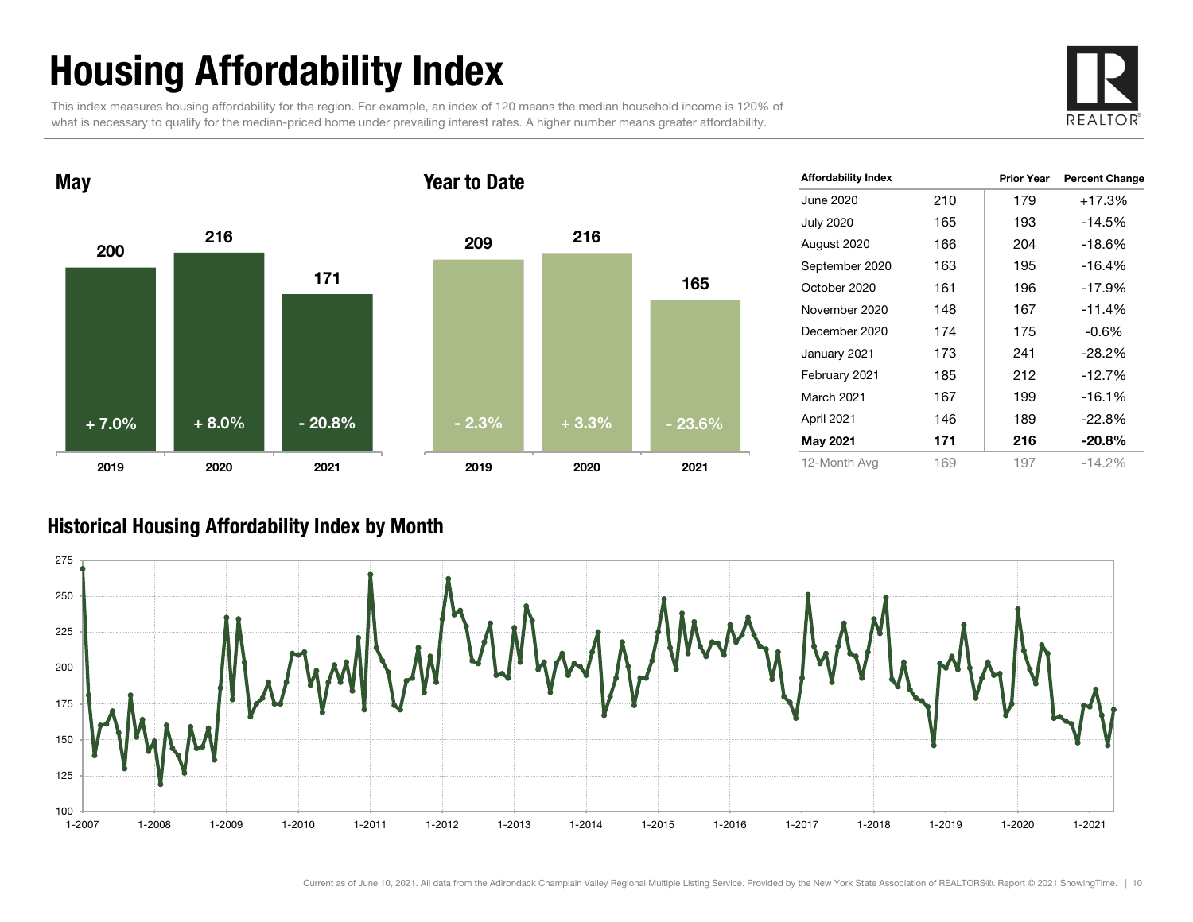# Housing Affordability Index

This index measures housing affordability for the region. For example, an index of 120 means the median household income is 120% of what is necessary to qualify for the median-priced home under prevailing interest rates. A higher number means greater affordability.

## May

| Year | Index | Change |
| --- | --- | --- |
| 2019 | 200 | + 7.0% |
| 2020 | 216 | + 8.0% |
| 2021 | 171 | - 20.8% |

## Year to Date

| Year | Index | Change |
| --- | --- | --- |
| 2019 | 209 | - 2.3% |
| 2020 | 216 | + 3.3% |
| 2021 | 165 | - 23.6% |

| Affordability Index | | Prior Year | Percent Change |
| --- | --- | --- | --- |
| June 2020 | 210 | 179 | +17.3% |
| July 2020 | 165 | 193 | -14.5% |
| August 2020 | 166 | 204 | -18.6% |
| September 2020 | 163 | 195 | -16.4% |
| October 2020 | 161 | 196 | -17.9% |
| November 2020 | 148 | 167 | -11.4% |
| December 2020 | 174 | 175 | -0.6% |
| January 2021 | 173 | 241 | -28.2% |
| February 2021 | 185 | 212 | -12.7% |
| March 2021 | 167 | 199 | -16.1% |
| April 2021 | 146 | 189 | -22.8% |
| **May 2021** | **171** | **216** | **-20.8%** |
| 12-Month Avg | 169 | 197 | -14.2% |

## Historical Housing Affordability Index by Month

Current as of June 10, 2021. All data from the Adirondack Champlain Valley Regional Multiple Listing Service. Provided by the New York State Association of REALTORS®. Report © 2021 ShowingTime.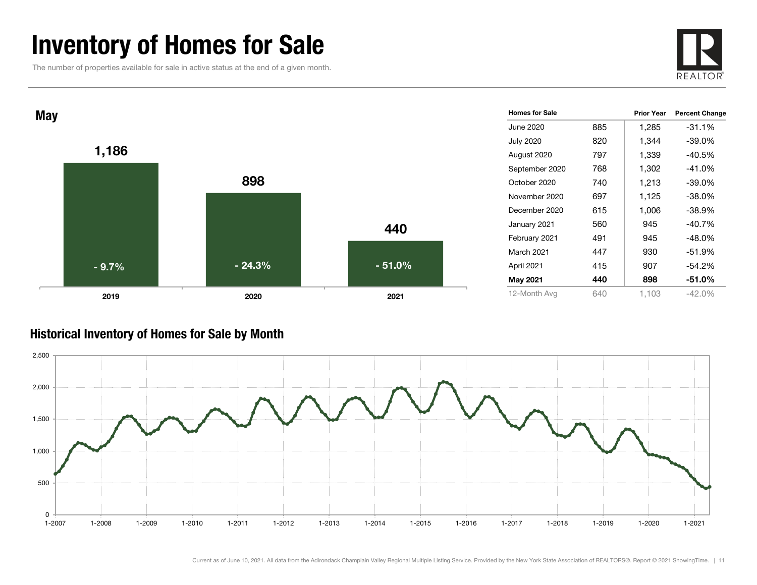# Inventory of Homes for Sale

The number of properties available for sale in active status at the end of a given month.

## May

| Year | Homes for Sale | Percent Change |
|---|---|---|
| 2019 | 1,186 | - 9.7% |
| 2020 | 898 | - 24.3% |
| 2021 | 440 | - 51.0% |

| Homes for Sale | | Prior Year | Percent Change |
|---|---|---|---|
| June 2020 | 885 | 1,285 | -31.1% |
| July 2020 | 820 | 1,344 | -39.0% |
| August 2020 | 797 | 1,339 | -40.5% |
| September 2020 | 768 | 1,302 | -41.0% |
| October 2020 | 740 | 1,213 | -39.0% |
| November 2020 | 697 | 1,125 | -38.0% |
| December 2020 | 615 | 1,006 | -38.9% |
| January 2021 | 560 | 945 | -40.7% |
| February 2021 | 491 | 945 | -48.0% |
| March 2021 | 447 | 930 | -51.9% |
| April 2021 | 415 | 907 | -54.2% |
| **May 2021** | **440** | **898** | **-51.0%** |
| 12-Month Avg | 640 | 1,103 | -42.0% |

## Historical Inventory of Homes for Sale by Month

Current as of June 10, 2021. All data from the Adirondack Champlain Valley Regional Multiple Listing Service. Provided by the New York State Association of REALTORS®. Report © 2021 ShowingTime.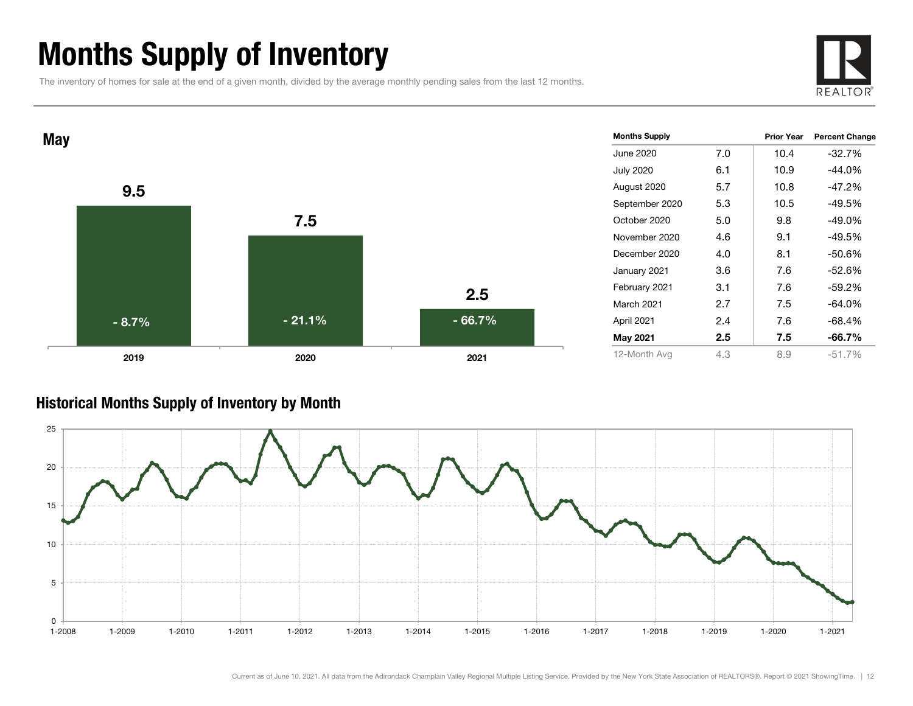# Months Supply of Inventory

The inventory of homes for sale at the end of a given month, divided by the average monthly pending sales from the last 12 months.

## May

| | 2019 | 2020 | 2021 |
|---|---|---|---|
| Months Supply | 9.5 | 7.5 | 2.5 |
| Percent Change | - 8.7% | - 21.1% | - 66.7% |

| Months Supply | | Prior Year | Percent Change |
|---|---|---|---|
| June 2020 | 7.0 | 10.4 | -32.7% |
| July 2020 | 6.1 | 10.9 | -44.0% |
| August 2020 | 5.7 | 10.8 | -47.2% |
| September 2020 | 5.3 | 10.5 | -49.5% |
| October 2020 | 5.0 | 9.8 | -49.0% |
| November 2020 | 4.6 | 9.1 | -49.5% |
| December 2020 | 4.0 | 8.1 | -50.6% |
| January 2021 | 3.6 | 7.6 | -52.6% |
| February 2021 | 3.1 | 7.6 | -59.2% |
| March 2021 | 2.7 | 7.5 | -64.0% |
| April 2021 | 2.4 | 7.6 | -68.4% |
| **May 2021** | **2.5** | **7.5** | **-66.7%** |
| 12-Month Avg | 4.3 | 8.9 | -51.7% |

## Historical Months Supply of Inventory by Month

Current as of June 10, 2021. All data from the Adirondack Champlain Valley Regional Multiple Listing Service. Provided by the New York State Association of REALTORS®. Report © 2021 ShowingTime.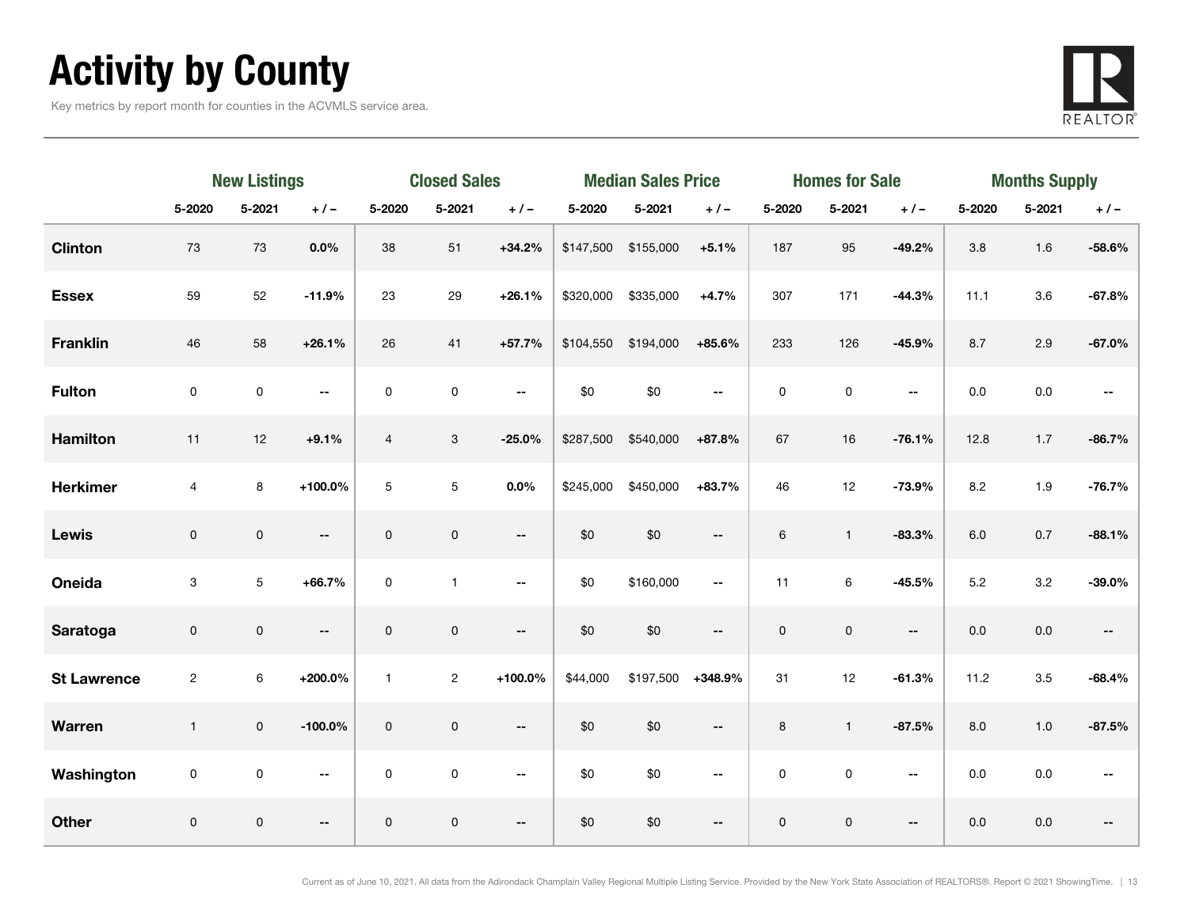# Activity by County

Key metrics by report month for counties in the ACVMLS service area.

| | New Listings | | | Closed Sales | | | Median Sales Price | | | Homes for Sale | | | Months Supply | | |
|---|---|---|---|---|---|---|---|---|---|---|---|---|---|---|---|
| | 5-2020 | 5-2021 | + / – | 5-2020 | 5-2021 | + / – | 5-2020 | 5-2021 | + / – | 5-2020 | 5-2021 | + / – | 5-2020 | 5-2021 | + / – |
| **Clinton** | 73 | 73 | **0.0%** | 38 | 51 | **+34.2%** | $147,500 | $155,000 | **+5.1%** | 187 | 95 | **-49.2%** | 3.8 | 1.6 | **-58.6%** |
| **Essex** | 59 | 52 | **-11.9%** | 23 | 29 | **+26.1%** | $320,000 | $335,000 | **+4.7%** | 307 | 171 | **-44.3%** | 11.1 | 3.6 | **-67.8%** |
| **Franklin** | 46 | 58 | **+26.1%** | 26 | 41 | **+57.7%** | $104,550 | $194,000 | **+85.6%** | 233 | 126 | **-45.9%** | 8.7 | 2.9 | **-67.0%** |
| **Fulton** | 0 | 0 | -- | 0 | 0 | -- | $0 | $0 | -- | 0 | 0 | -- | 0.0 | 0.0 | -- |
| **Hamilton** | 11 | 12 | **+9.1%** | 4 | 3 | **-25.0%** | $287,500 | $540,000 | **+87.8%** | 67 | 16 | **-76.1%** | 12.8 | 1.7 | **-86.7%** |
| **Herkimer** | 4 | 8 | **+100.0%** | 5 | 5 | **0.0%** | $245,000 | $450,000 | **+83.7%** | 46 | 12 | **-73.9%** | 8.2 | 1.9 | **-76.7%** |
| **Lewis** | 0 | 0 | -- | 0 | 0 | -- | $0 | $0 | -- | 6 | 1 | **-83.3%** | 6.0 | 0.7 | **-88.1%** |
| **Oneida** | 3 | 5 | **+66.7%** | 0 | 1 | -- | $0 | $160,000 | -- | 11 | 6 | **-45.5%** | 5.2 | 3.2 | **-39.0%** |
| **Saratoga** | 0 | 0 | -- | 0 | 0 | -- | $0 | $0 | -- | 0 | 0 | -- | 0.0 | 0.0 | -- |
| **St Lawrence** | 2 | 6 | **+200.0%** | 1 | 2 | **+100.0%** | $44,000 | $197,500 | **+348.9%** | 31 | 12 | **-61.3%** | 11.2 | 3.5 | **-68.4%** |
| **Warren** | 1 | 0 | **-100.0%** | 0 | 0 | -- | $0 | $0 | -- | 8 | 1 | **-87.5%** | 8.0 | 1.0 | **-87.5%** |
| **Washington** | 0 | 0 | -- | 0 | 0 | -- | $0 | $0 | -- | 0 | 0 | -- | 0.0 | 0.0 | -- |
| **Other** | 0 | 0 | -- | 0 | 0 | -- | $0 | $0 | -- | 0 | 0 | -- | 0.0 | 0.0 | -- |

Current as of June 10, 2021. All data from the Adirondack Champlain Valley Regional Multiple Listing Service. Provided by the New York State Association of REALTORS®. Report © 2021 ShowingTime.